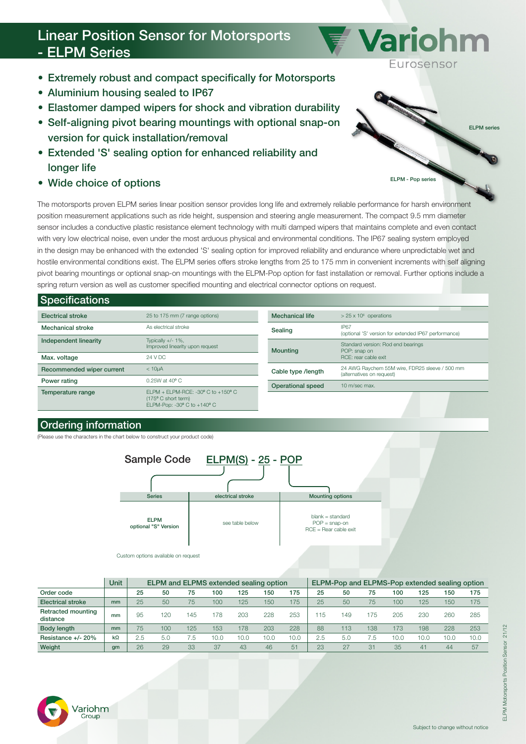# Linear Position Sensor for Motorsports - ELPM Series

- Extremely robust and compact specifically for Motorsports
- Aluminium housing sealed to IP67
- Elastomer damped wipers for shock and vibration durability
- Self-aligning pivot bearing mountings with optional snap-on version for quick installation/removal
- Extended 'S' sealing option for enhanced reliability and longer life
- Wide choice of options

ELPM series

ELPM - Pop series

The motorsports proven ELPM series linear position sensor provides long life and extremely reliable performance for harsh environment position measurement applications such as ride height, suspension and steering angle measurement. The compact 9.5 mm diameter sensor includes a conductive plastic resistance element technology with multi damped wipers that maintains complete and even contact with very low electrical noise, even under the most arduous physical and environmental conditions. The IP67 sealing system employed in the design may be enhanced with the extended 'S' sealing option for improved reliability and endurance where unpredictable wet and hostile environmental conditions exist. The ELPM series offers stroke lengths from 25 to 175 mm in convenient increments with self aligning pivot bearing mountings or optional snap-on mountings with the ELPM-Pop option for fast installation or removal. Further options include a spring return version as well as customer specified mounting and electrical connector options on request.

## Specifications

| | |
|---|---|
| Electrical stroke | 25 to 175 mm (7 range options) |
| Mechanical stroke | As electrical stroke |
| Independent linearity | Typically +/- 1%, Improved linearity upon request |
| Max. voltage | 24 V DC |
| Recommended wiper current | < 10µA |
| Power rating | 0.25W at 40° C |
| Temperature range | ELPM + ELPM-RCE: -30° C to +150° C (175° C short term) ELPM-Pop: -30° C to +140° C |
| Mechanical life | > 25 x $10^6$ operations |
| Sealing | IP67 (optional 'S' version for extended IP67 performance) |
| Mounting | Standard version: Rod end bearings POP: snap on RCE: rear cable exit |
| Cable type /length | 24 AWG Raychem 55M wire, FDR25 sleeve / 500 mm (alternatives on request) |
| Operational speed | 10 m/sec max. |

## Ordering information

(Please use the characters in the chart below to construct your product code)

Sample Code ELPM(S) - 25 - POP

| Series | electrical stroke | Mounting options |
|---|---|---|
| ELPM optional "S" Version | see table below | blank = standard POP = snap-on RCE = Rear cable exit |

Custom options available on request

| | Unit | ELPM and ELPMS extended sealing option | | | | | | | ELPM-Pop and ELPMS-Pop extended sealing option | | | | | | |
|---|---|---|---|---|---|---|---|---|---|---|---|---|---|---|---|
| Order code | | 25 | 50 | 75 | 100 | 125 | 150 | 175 | 25 | 50 | 75 | 100 | 125 | 150 | 175 |
| Electrical stroke | mm | 25 | 50 | 75 | 100 | 125 | 150 | 175 | 25 | 50 | 75 | 100 | 125 | 150 | 175 |
| Retracted mounting distance | mm | 95 | 120 | 145 | 178 | 203 | 228 | 253 | 115 | 149 | 175 | 205 | 230 | 260 | 285 |
| Body length | mm | 75 | 100 | 125 | 153 | 178 | 203 | 228 | 88 | 113 | 138 | 173 | 198 | 228 | 253 |
| Resistance +/- 20% | kΩ | 2.5 | 5.0 | 7.5 | 10.0 | 10.0 | 10.0 | 10.0 | 2.5 | 5.0 | 7.5 | 10.0 | 10.0 | 10.0 | 10.0 |
| Weight | gm | 26 | 29 | 33 | 37 | 43 | 46 | 51 | 23 | 27 | 31 | 35 | 41 | 44 | 57 |

Subject to change without notice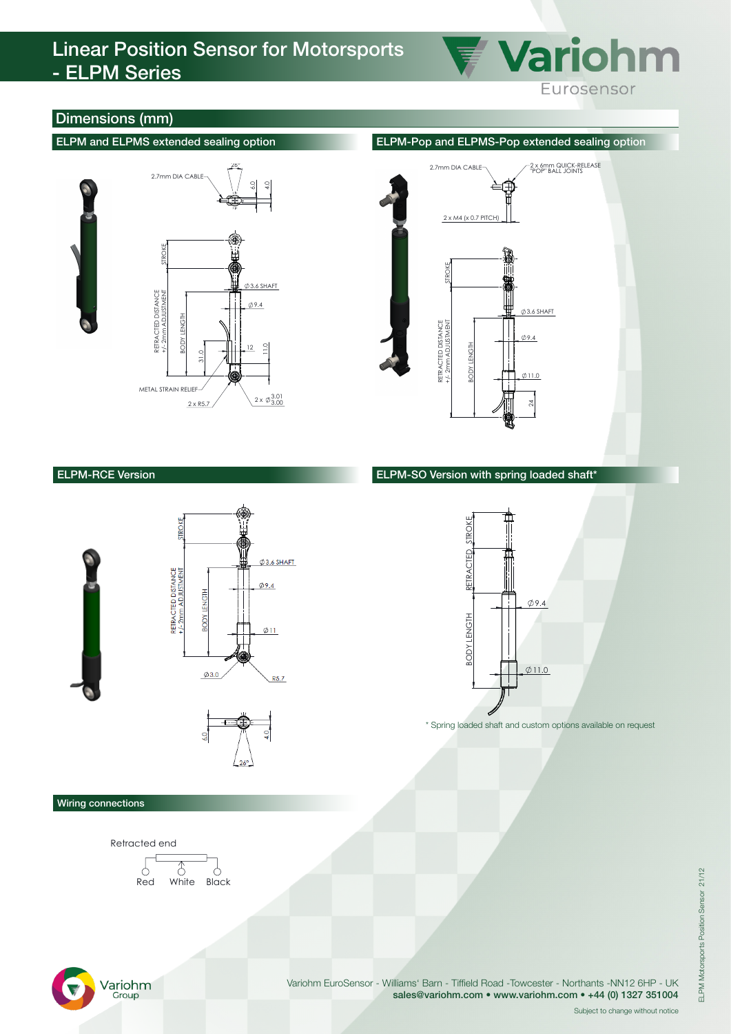# Linear Position Sensor for Motorsports - ELPM Series

## Dimensions (mm)

### ELPM and ELPMS extended sealing option

2.7mm DIA CABLE
26°
6.0
4.0
STROKE
Ø3.6 SHAFT
Ø9.4
RETRACTED DISTANCE +/- 2mm ADJUSTMENT
BODY LENGTH
31.0
12
11.0
METAL STRAIN RELIEF
2 x R5.7
2 x Ø3.01 3.00

### ELPM-Pop and ELPMS-Pop extended sealing option

2.7mm DIA CABLE
2 x 6mm QUICK-RELEASE "POP" BALL JOINTS
2 x M4 (x 0.7 PITCH)
STROKE
Ø3.6 SHAFT
Ø9.4
RETRACTED DISTANCE +/- 2mm ADJUSTMENT
BODY LENGTH
Ø11.0
24

### ELPM-RCE Version

STROKE
Ø3.6 SHAFT
Ø9.4
RETRACTED DISTANCE +/- 2mm ADJUSTMENT
BODY LENGTH
Ø11
Ø3.0
R5.7
6.0
4.0
26°

### ELPM-SO Version with spring loaded shaft*

STROKE
RETRACTED
Ø9.4
BODY LENGTH
Ø11.0

* Spring loaded shaft and custom options available on request

### Wiring connections

Retracted end

Red White Black

Variohm EuroSensor - Williams' Barn - Tiffield Road -Towcester - Northants -NN12 6HP - UK
**sales@variohm.com • www.variohm.com • +44 (0) 1327 351004**

Subject to change without notice

ELPM Motorsports Position Sensor 21/12